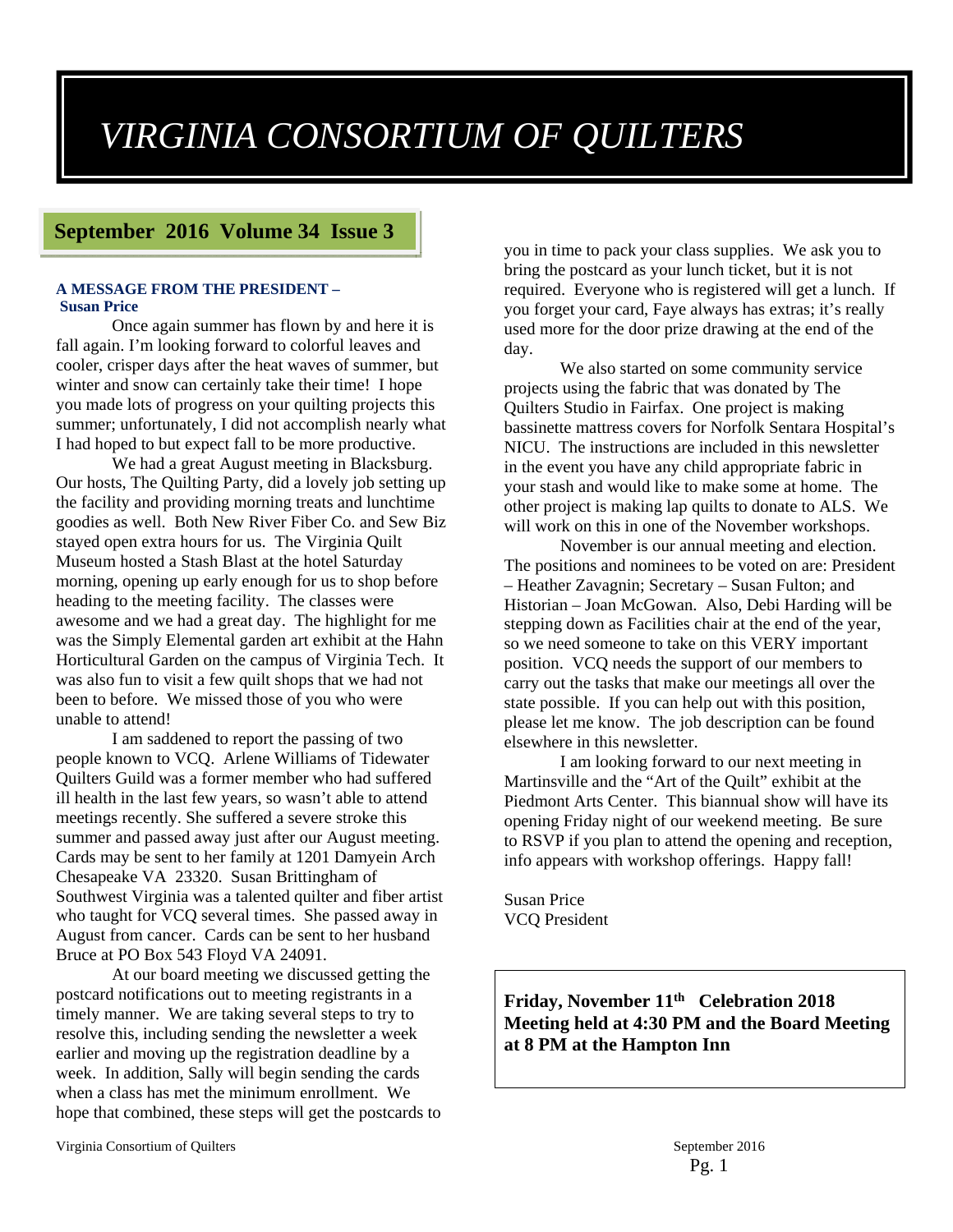# *VIRGINIA CONSORTIUM OF QUILTERS*

## September 2016 Volume 34 Issue 3

### A MESSAGE FROM THE PRESIDENT – Susan Price

Once again summer has flown by and here it is fall again. I'm looking forward to colorful leaves and cooler, crisper days after the heat waves of summer, but winter and snow can certainly take their time! I hope you made lots of progress on your quilting projects this summer; unfortunately, I did not accomplish nearly what I had hoped to but expect fall to be more productive.

We had a great August meeting in Blacksburg. Our hosts, The Quilting Party, did a lovely job setting up the facility and providing morning treats and lunchtime goodies as well. Both New River Fiber Co. and Sew Biz stayed open extra hours for us. The Virginia Quilt Museum hosted a Stash Blast at the hotel Saturday morning, opening up early enough for us to shop before heading to the meeting facility. The classes were awesome and we had a great day. The highlight for me was the Simply Elemental garden art exhibit at the Hahn Horticultural Garden on the campus of Virginia Tech. It was also fun to visit a few quilt shops that we had not been to before. We missed those of you who were unable to attend!

I am saddened to report the passing of two people known to VCQ. Arlene Williams of Tidewater Quilters Guild was a former member who had suffered ill health in the last few years, so wasn't able to attend meetings recently. She suffered a severe stroke this summer and passed away just after our August meeting. Cards may be sent to her family at 1201 Damyein Arch Chesapeake VA 23320. Susan Brittingham of Southwest Virginia was a talented quilter and fiber artist who taught for VCQ several times. She passed away in August from cancer. Cards can be sent to her husband Bruce at PO Box 543 Floyd VA 24091.

At our board meeting we discussed getting the postcard notifications out to meeting registrants in a timely manner. We are taking several steps to try to resolve this, including sending the newsletter a week earlier and moving up the registration deadline by a week. In addition, Sally will begin sending the cards when a class has met the minimum enrollment. We hope that combined, these steps will get the postcards to you in time to pack your class supplies. We ask you to bring the postcard as your lunch ticket, but it is not required. Everyone who is registered will get a lunch. If you forget your card, Faye always has extras; it's really used more for the door prize drawing at the end of the day.

We also started on some community service projects using the fabric that was donated by The Quilters Studio in Fairfax. One project is making bassinette mattress covers for Norfolk Sentara Hospital's NICU. The instructions are included in this newsletter in the event you have any child appropriate fabric in your stash and would like to make some at home. The other project is making lap quilts to donate to ALS. We will work on this in one of the November workshops.

November is our annual meeting and election. The positions and nominees to be voted on are: President – Heather Zavagnin; Secretary – Susan Fulton; and Historian – Joan McGowan. Also, Debi Harding will be stepping down as Facilities chair at the end of the year, so we need someone to take on this VERY important position. VCQ needs the support of our members to carry out the tasks that make our meetings all over the state possible. If you can help out with this position, please let me know. The job description can be found elsewhere in this newsletter.

I am looking forward to our next meeting in Martinsville and the "Art of the Quilt" exhibit at the Piedmont Arts Center. This biannual show will have its opening Friday night of our weekend meeting. Be sure to RSVP if you plan to attend the opening and reception, info appears with workshop offerings. Happy fall!

Susan Price
VCQ President

**Friday, November 11th Celebration 2018 Meeting held at 4:30 PM and the Board Meeting at 8 PM at the Hampton Inn**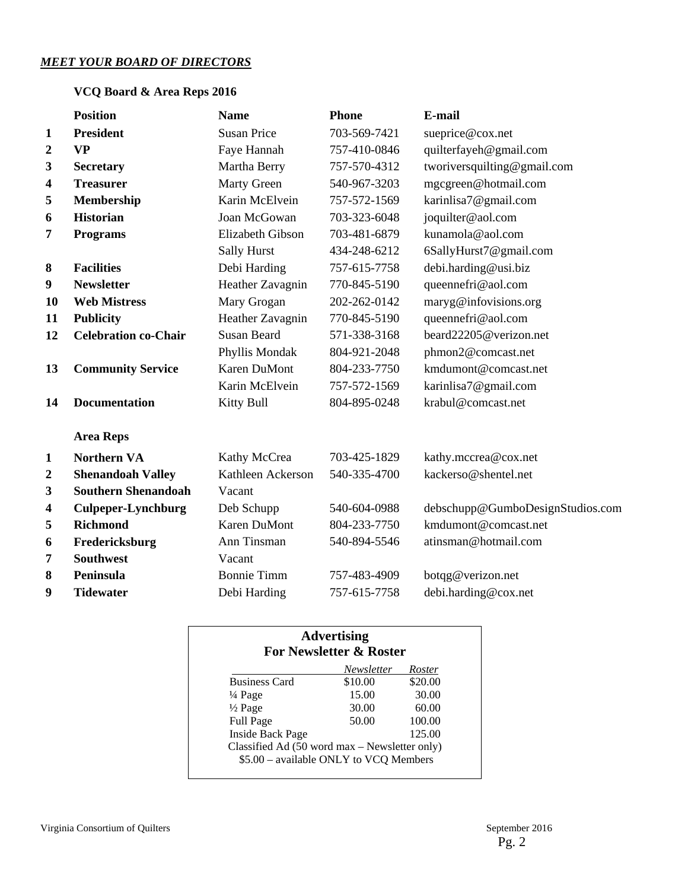***MEET YOUR BOARD OF DIRECTORS***

**VCQ Board & Area Reps 2016**

| | Position | Name | Phone | E-mail |
|---|---|---|---|---|
| **1** | **President** | Susan Price | 703-569-7421 | sueprice@cox.net |
| **2** | **VP** | Faye Hannah | 757-410-0846 | quilterfayeh@gmail.com |
| **3** | **Secretary** | Martha Berry | 757-570-4312 | tworiversquilting@gmail.com |
| **4** | **Treasurer** | Marty Green | 540-967-3203 | mgcgreen@hotmail.com |
| **5** | **Membership** | Karin McElvein | 757-572-1569 | karinlisa7@gmail.com |
| **6** | **Historian** | Joan McGowan | 703-323-6048 | joquilter@aol.com |
| **7** | **Programs** | Elizabeth Gibson | 703-481-6879 | kunamola@aol.com |
| | | Sally Hurst | 434-248-6212 | 6SallyHurst7@gmail.com |
| **8** | **Facilities** | Debi Harding | 757-615-7758 | debi.harding@usi.biz |
| **9** | **Newsletter** | Heather Zavagnin | 770-845-5190 | queennefri@aol.com |
| **10** | **Web Mistress** | Mary Grogan | 202-262-0142 | maryg@infovisions.org |
| **11** | **Publicity** | Heather Zavagnin | 770-845-5190 | queennefri@aol.com |
| **12** | **Celebration co-Chair** | Susan Beard | 571-338-3168 | beard22205@verizon.net |
| | | Phyllis Mondak | 804-921-2048 | phmon2@comcast.net |
| **13** | **Community Service** | Karen DuMont | 804-233-7750 | kmdumont@comcast.net |
| | | Karin McElvein | 757-572-1569 | karinlisa7@gmail.com |
| **14** | **Documentation** | Kitty Bull | 804-895-0248 | krabul@comcast.net |

**Area Reps**

| | Area | Name | Phone | E-mail |
|---|---|---|---|---|
| **1** | **Northern VA** | Kathy McCrea | 703-425-1829 | kathy.mccrea@cox.net |
| **2** | **Shenandoah Valley** | Kathleen Ackerson | 540-335-4700 | kackerso@shentel.net |
| **3** | **Southern Shenandoah** | Vacant | | |
| **4** | **Culpeper-Lynchburg** | Deb Schupp | 540-604-0988 | debschupp@GumboDesignStudios.com |
| **5** | **Richmond** | Karen DuMont | 804-233-7750 | kmdumont@comcast.net |
| **6** | **Fredericksburg** | Ann Tinsman | 540-894-5546 | atinsman@hotmail.com |
| **7** | **Southwest** | Vacant | | |
| **8** | **Peninsula** | Bonnie Timm | 757-483-4909 | botqg@verizon.net |
| **9** | **Tidewater** | Debi Harding | 757-615-7758 | debi.harding@cox.net |

**Advertising**
**For Newsletter & Roster**

| | *Newsletter* | *Roster* |
|---|---|---|
| Business Card | $10.00 | $20.00 |
| ¼ Page | 15.00 | 30.00 |
| ½ Page | 30.00 | 60.00 |
| Full Page | 50.00 | 100.00 |
| Inside Back Page | | 125.00 |

Classified Ad (50 word max – Newsletter only)
$5.00 – available ONLY to VCQ Members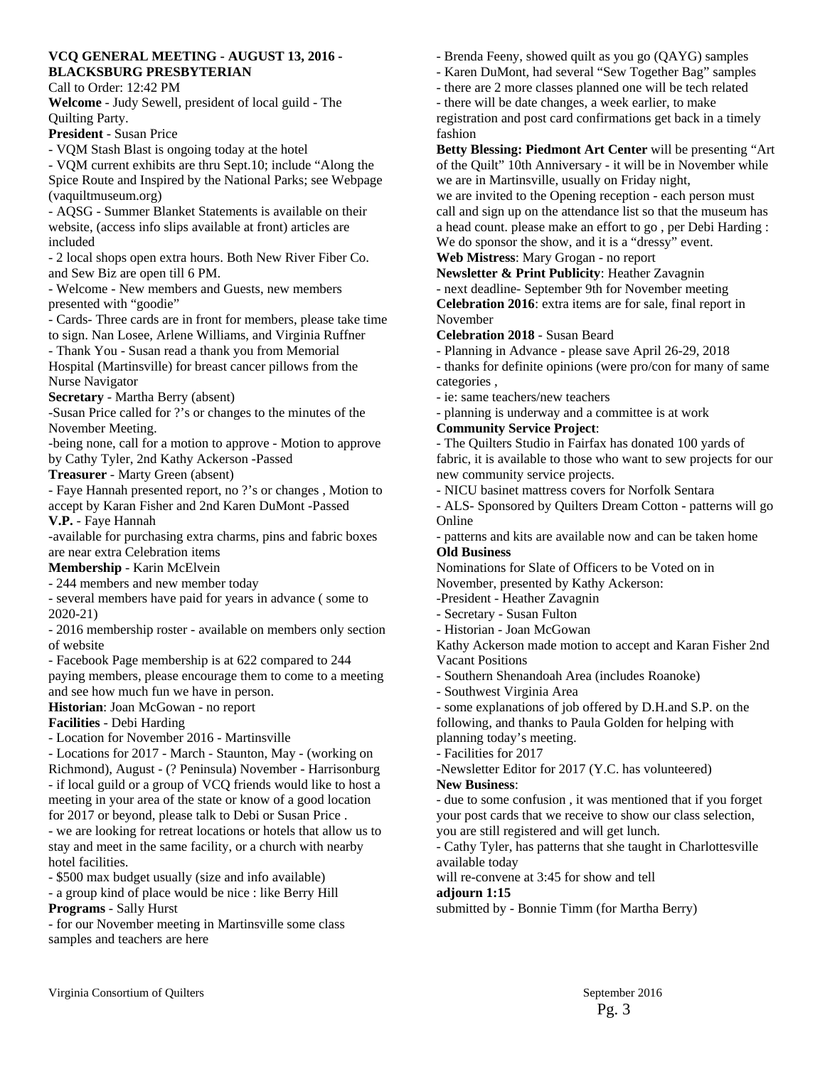**VCQ GENERAL MEETING - AUGUST 13, 2016 - BLACKSBURG PRESBYTERIAN**

Call to Order: 12:42 PM

**Welcome** - Judy Sewell, president of local guild - The Quilting Party.

**President** - Susan Price

- VQM Stash Blast is ongoing today at the hotel
- VQM current exhibits are thru Sept.10; include "Along the Spice Route and Inspired by the National Parks; see Webpage (vaquiltmuseum.org)
- AQSG - Summer Blanket Statements is available on their website, (access info slips available at front) articles are included
- 2 local shops open extra hours. Both New River Fiber Co. and Sew Biz are open till 6 PM.
- Welcome - New members and Guests, new members presented with "goodie"
- Cards- Three cards are in front for members, please take time to sign. Nan Losee, Arlene Williams, and Virginia Ruffner
- Thank You - Susan read a thank you from Memorial Hospital (Martinsville) for breast cancer pillows from the Nurse Navigator

**Secretary** - Martha Berry (absent)

-Susan Price called for ?'s or changes to the minutes of the November Meeting.

-being none, call for a motion to approve - Motion to approve by Cathy Tyler, 2nd Kathy Ackerson -Passed

**Treasurer** - Marty Green (absent)

- Faye Hannah presented report, no ?'s or changes , Motion to accept by Karan Fisher and 2nd Karen DuMont -Passed

**V.P.** - Faye Hannah

-available for purchasing extra charms, pins and fabric boxes are near extra Celebration items

**Membership** - Karin McElvein

- 244 members and new member today
- several members have paid for years in advance ( some to 2020-21)
- 2016 membership roster - available on members only section of website
- Facebook Page membership is at 622 compared to 244 paying members, please encourage them to come to a meeting and see how much fun we have in person.

**Historian**: Joan McGowan - no report

**Facilities** - Debi Harding

- Location for November 2016 - Martinsville
- Locations for 2017 - March - Staunton, May - (working on Richmond), August - (? Peninsula) November - Harrisonburg
- if local guild or a group of VCQ friends would like to host a meeting in your area of the state or know of a good location for 2017 or beyond, please talk to Debi or Susan Price .
- we are looking for retreat locations or hotels that allow us to stay and meet in the same facility, or a church with nearby hotel facilities.
- $500 max budget usually (size and info available)
- a group kind of place would be nice : like Berry Hill

**Programs** - Sally Hurst

- for our November meeting in Martinsville some class samples and teachers are here
- Brenda Feeny, showed quilt as you go (QAYG) samples
- Karen DuMont, had several "Sew Together Bag" samples
- there are 2 more classes planned one will be tech related
- there will be date changes, a week earlier, to make registration and post card confirmations get back in a timely fashion

**Betty Blessing: Piedmont Art Center** will be presenting "Art of the Quilt" 10th Anniversary - it will be in November while we are in Martinsville, usually on Friday night,

we are invited to the Opening reception - each person must call and sign up on the attendance list so that the museum has a head count. please make an effort to go , per Debi Harding : We do sponsor the show, and it is a "dressy" event.

**Web Mistress**: Mary Grogan - no report

**Newsletter & Print Publicity**: Heather Zavagnin

- next deadline- September 9th for November meeting

**Celebration 2016**: extra items are for sale, final report in November

**Celebration 2018** - Susan Beard

- Planning in Advance - please save April 26-29, 2018
- thanks for definite opinions (were pro/con for many of same categories ,
- ie: same teachers/new teachers
- planning is underway and a committee is at work

**Community Service Project**:

- The Quilters Studio in Fairfax has donated 100 yards of fabric, it is available to those who want to sew projects for our new community service projects.
- NICU basinet mattress covers for Norfolk Sentara
- ALS- Sponsored by Quilters Dream Cotton - patterns will go Online
- patterns and kits are available now and can be taken home

**Old Business**

Nominations for Slate of Officers to be Voted on in November, presented by Kathy Ackerson:

-President - Heather Zavagnin
- Secretary - Susan Fulton
- Historian - Joan McGowan

Kathy Ackerson made motion to accept and Karan Fisher 2nd

Vacant Positions

- Southern Shenandoah Area (includes Roanoke)
- Southwest Virginia Area
- some explanations of job offered by D.H.and S.P. on the following, and thanks to Paula Golden for helping with planning today's meeting.
- Facilities for 2017

-Newsletter Editor for 2017 (Y.C. has volunteered)

**New Business**:

- due to some confusion , it was mentioned that if you forget your post cards that we receive to show our class selection, you are still registered and will get lunch.
- Cathy Tyler, has patterns that she taught in Charlottesville available today

will re-convene at 3:45 for show and tell

**adjourn 1:15**

submitted by - Bonnie Timm (for Martha Berry)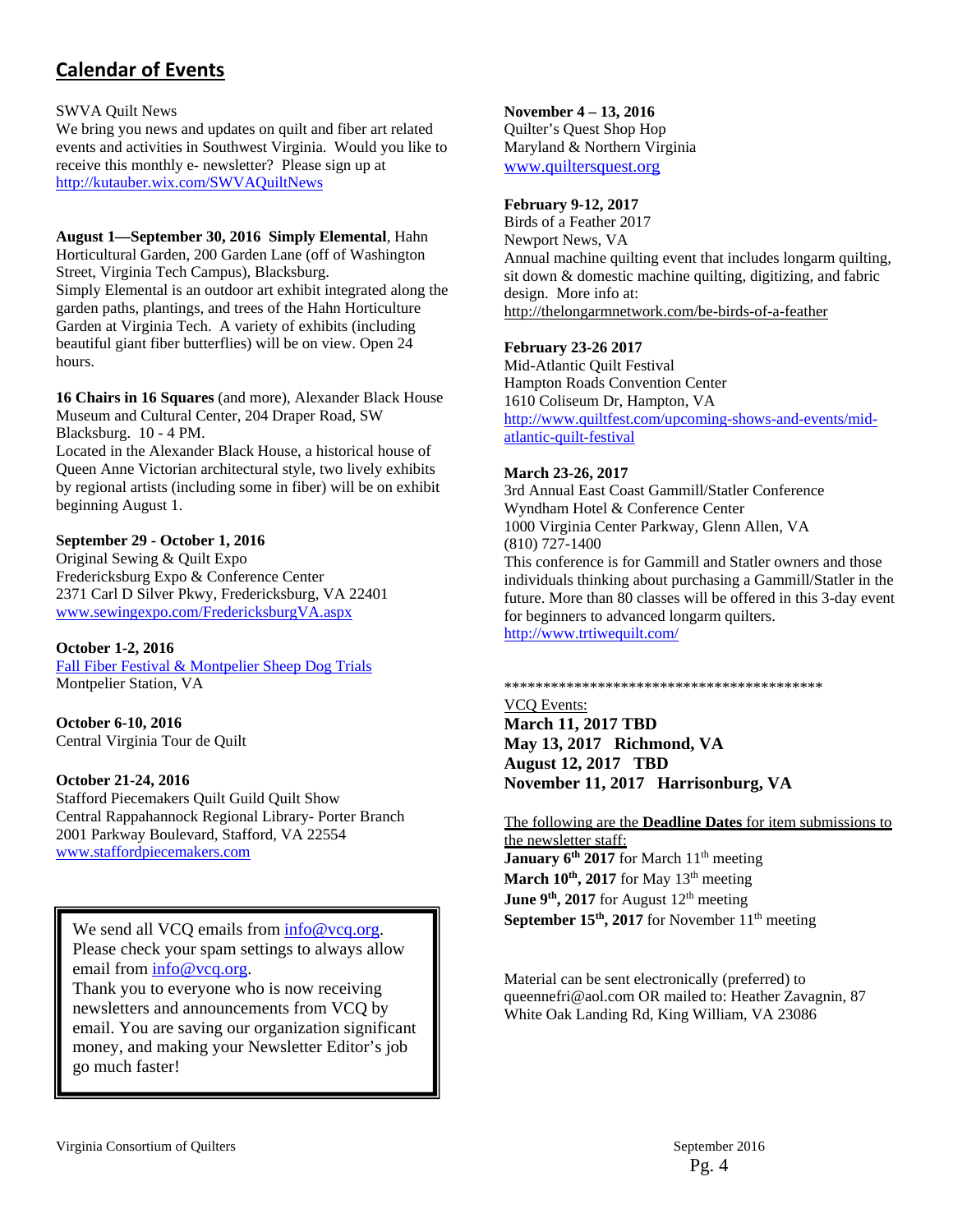## Calendar of Events

SWVA Quilt News
We bring you news and updates on quilt and fiber art related events and activities in Southwest Virginia. Would you like to receive this monthly e- newsletter? Please sign up at http://kutauber.wix.com/SWVAQuiltNews

**August 1—September 30, 2016 Simply Elemental**, Hahn Horticultural Garden, 200 Garden Lane (off of Washington Street, Virginia Tech Campus), Blacksburg.
Simply Elemental is an outdoor art exhibit integrated along the garden paths, plantings, and trees of the Hahn Horticulture Garden at Virginia Tech. A variety of exhibits (including beautiful giant fiber butterflies) will be on view. Open 24 hours.

**16 Chairs in 16 Squares** (and more), Alexander Black House Museum and Cultural Center, 204 Draper Road, SW Blacksburg. 10 - 4 PM.
Located in the Alexander Black House, a historical house of Queen Anne Victorian architectural style, two lively exhibits by regional artists (including some in fiber) will be on exhibit beginning August 1.

**September 29 - October 1, 2016**
Original Sewing & Quilt Expo
Fredericksburg Expo & Conference Center
2371 Carl D Silver Pkwy, Fredericksburg, VA 22401
www.sewingexpo.com/FredericksburgVA.aspx

**October 1-2, 2016**
Fall Fiber Festival & Montpelier Sheep Dog Trials
Montpelier Station, VA

**October 6-10, 2016**
Central Virginia Tour de Quilt

**October 21-24, 2016**
Stafford Piecemakers Quilt Guild Quilt Show
Central Rappahannock Regional Library- Porter Branch
2001 Parkway Boulevard, Stafford, VA 22554
www.staffordpiecemakers.com

> We send all VCQ emails from info@vcq.org. Please check your spam settings to always allow email from info@vcq.org.
> Thank you to everyone who is now receiving newsletters and announcements from VCQ by email. You are saving our organization significant money, and making your Newsletter Editor's job go much faster!

**November 4 – 13, 2016**
Quilter's Quest Shop Hop
Maryland & Northern Virginia
www.quiltersquest.org

**February 9-12, 2017**
Birds of a Feather 2017
Newport News, VA
Annual machine quilting event that includes longarm quilting, sit down & domestic machine quilting, digitizing, and fabric design. More info at:
http://thelongarmnetwork.com/be-birds-of-a-feather

**February 23-26 2017**
Mid-Atlantic Quilt Festival
Hampton Roads Convention Center
1610 Coliseum Dr, Hampton, VA
http://www.quiltfest.com/upcoming-shows-and-events/mid-atlantic-quilt-festival

**March 23-26, 2017**
3rd Annual East Coast Gammill/Statler Conference
Wyndham Hotel & Conference Center
1000 Virginia Center Parkway, Glenn Allen, VA
(810) 727-1400
This conference is for Gammill and Statler owners and those individuals thinking about purchasing a Gammill/Statler in the future. More than 80 classes will be offered in this 3-day event for beginners to advanced longarm quilters.
http://www.trtiwequilt.com/

******************************************

VCQ Events:
**March 11, 2017 TBD**
**May 13, 2017 Richmond, VA**
**August 12, 2017 TBD**
**November 11, 2017 Harrisonburg, VA**

The following are the **Deadline Dates** for item submissions to the newsletter staff:
**January 6th 2017** for March 11th meeting
**March 10th, 2017** for May 13th meeting
**June 9th, 2017** for August 12th meeting
**September 15th, 2017** for November 11th meeting

Material can be sent electronically (preferred) to queennefri@aol.com OR mailed to: Heather Zavagnin, 87 White Oak Landing Rd, King William, VA 23086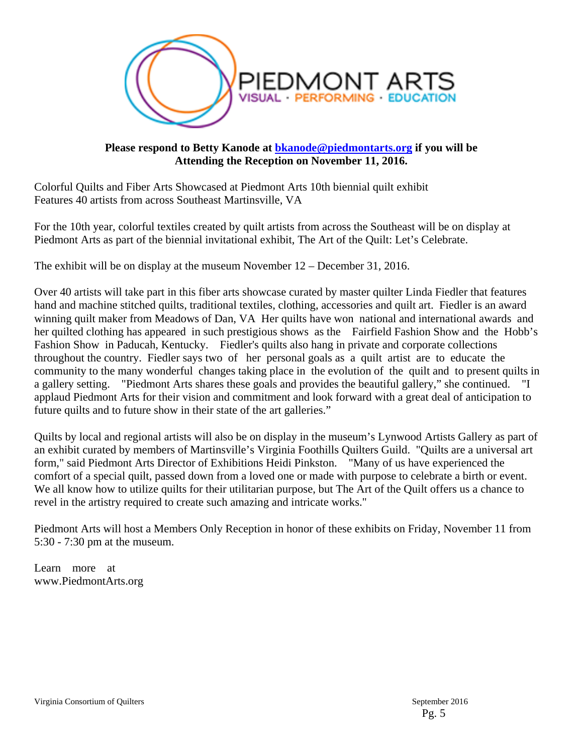PIEDMONT ARTS
VISUAL · PERFORMING · EDUCATION

**Please respond to Betty Kanode at [bkanode@piedmontarts.org](mailto:bkanode@piedmontarts.org) if you will be Attending the Reception on November 11, 2016.**

Colorful Quilts and Fiber Arts Showcased at Piedmont Arts 10th biennial quilt exhibit
Features 40 artists from across Southeast Martinsville, VA

For the 10th year, colorful textiles created by quilt artists from across the Southeast will be on display at Piedmont Arts as part of the biennial invitational exhibit, The Art of the Quilt: Let's Celebrate.

The exhibit will be on display at the museum November 12 – December 31, 2016.

Over 40 artists will take part in this fiber arts showcase curated by master quilter Linda Fiedler that features hand and machine stitched quilts, traditional textiles, clothing, accessories and quilt art. Fiedler is an award winning quilt maker from Meadows of Dan, VA Her quilts have won national and international awards and her quilted clothing has appeared in such prestigious shows as the Fairfield Fashion Show and the Hobb's Fashion Show in Paducah, Kentucky. Fiedler's quilts also hang in private and corporate collections throughout the country. Fiedler says two of her personal goals as a quilt artist are to educate the community to the many wonderful changes taking place in the evolution of the quilt and to present quilts in a gallery setting. "Piedmont Arts shares these goals and provides the beautiful gallery," she continued. "I applaud Piedmont Arts for their vision and commitment and look forward with a great deal of anticipation to future quilts and to future show in their state of the art galleries."

Quilts by local and regional artists will also be on display in the museum's Lynwood Artists Gallery as part of an exhibit curated by members of Martinsville's Virginia Foothills Quilters Guild. "Quilts are a universal art form," said Piedmont Arts Director of Exhibitions Heidi Pinkston. "Many of us have experienced the comfort of a special quilt, passed down from a loved one or made with purpose to celebrate a birth or event. We all know how to utilize quilts for their utilitarian purpose, but The Art of the Quilt offers us a chance to revel in the artistry required to create such amazing and intricate works."

Piedmont Arts will host a Members Only Reception in honor of these exhibits on Friday, November 11 from 5:30 - 7:30 pm at the museum.

Learn more at
www.PiedmontArts.org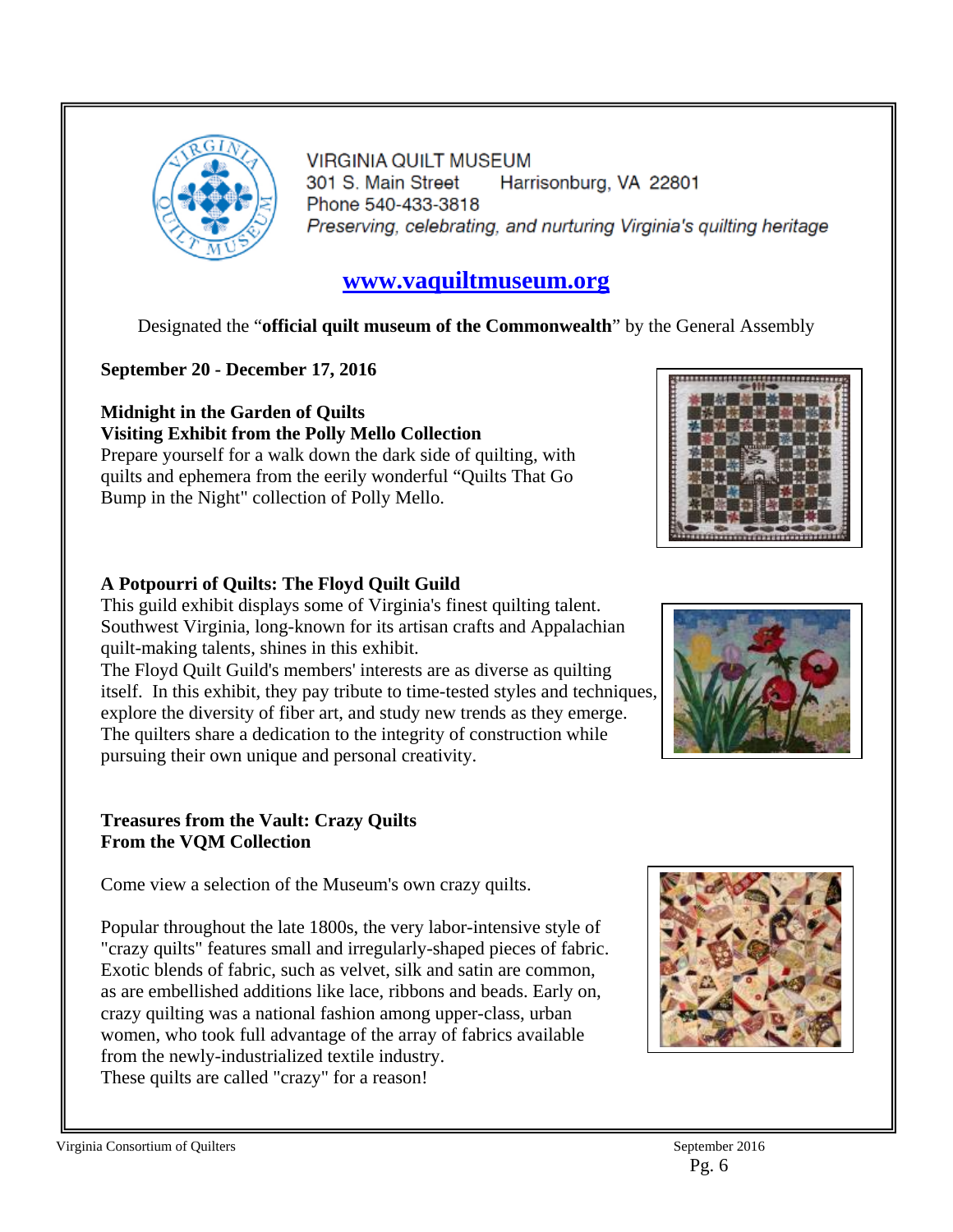VIRGINIA QUILT MUSEUM
301 S. Main Street Harrisonburg, VA 22801
Phone 540-433-3818
*Preserving, celebrating, and nurturing Virginia's quilting heritage*

**[www.vaquiltmuseum.org](http://www.vaquiltmuseum.org)**

Designated the "**official quilt museum of the Commonwealth**" by the General Assembly

**September 20 - December 17, 2016**

**Midnight in the Garden of Quilts**
**Visiting Exhibit from the Polly Mello Collection**
Prepare yourself for a walk down the dark side of quilting, with quilts and ephemera from the eerily wonderful "Quilts That Go Bump in the Night" collection of Polly Mello.

**A Potpourri of Quilts: The Floyd Quilt Guild**
This guild exhibit displays some of Virginia's finest quilting talent. Southwest Virginia, long-known for its artisan crafts and Appalachian quilt-making talents, shines in this exhibit.
The Floyd Quilt Guild's members' interests are as diverse as quilting itself. In this exhibit, they pay tribute to time-tested styles and techniques, explore the diversity of fiber art, and study new trends as they emerge. The quilters share a dedication to the integrity of construction while pursuing their own unique and personal creativity.

**Treasures from the Vault: Crazy Quilts**
**From the VQM Collection**

Come view a selection of the Museum's own crazy quilts.

Popular throughout the late 1800s, the very labor-intensive style of "crazy quilts" features small and irregularly-shaped pieces of fabric. Exotic blends of fabric, such as velvet, silk and satin are common, as are embellished additions like lace, ribbons and beads. Early on, crazy quilting was a national fashion among upper-class, urban women, who took full advantage of the array of fabrics available from the newly-industrialized textile industry.
These quilts are called "crazy" for a reason!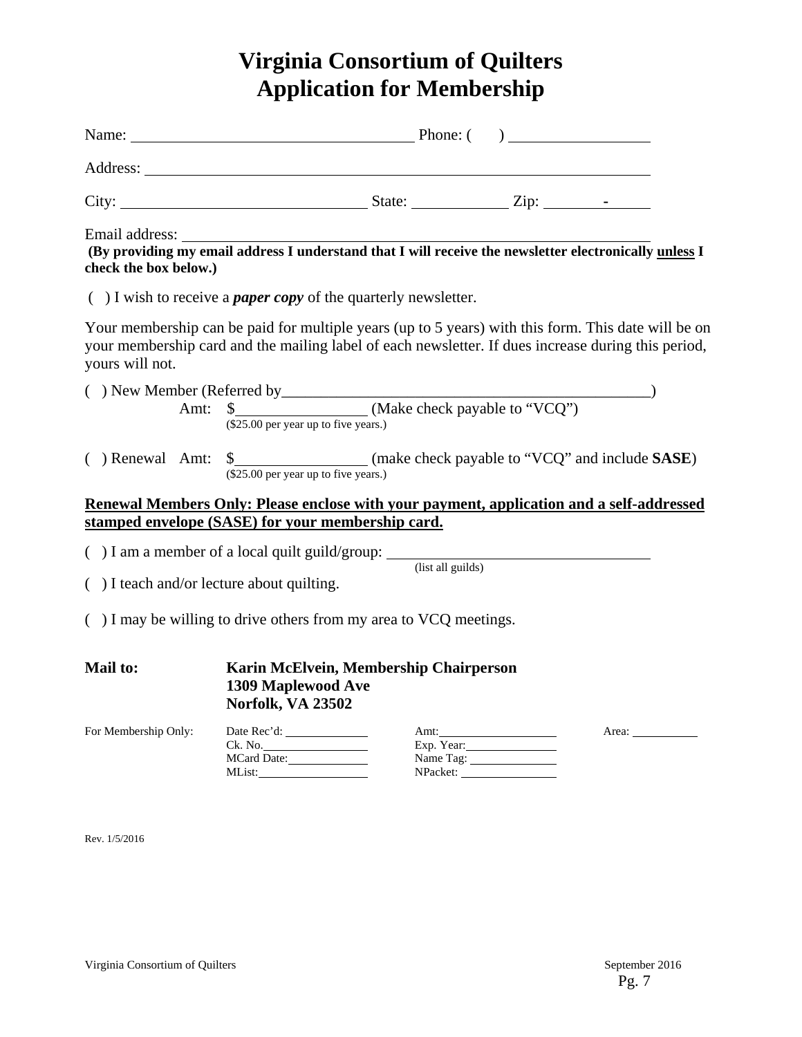# Virginia Consortium of Quilters
# Application for Membership

Name: ______________________________ Phone: (     ) ______________

Address: ______________________________________________________

City: __________________________ State: __________ Zip: _______-_____

Email address: _________________________________________________

**(By providing my email address I understand that I will receive the newsletter electronically <u>unless</u> I check the box below.)**

(  ) I wish to receive a ***paper copy*** of the quarterly newsletter.

Your membership can be paid for multiple years (up to 5 years) with this form. This date will be on your membership card and the mailing label of each newsletter. If dues increase during this period, yours will not.

(  ) New Member (Referred by________________________________________)

Amt: $______________ (Make check payable to "VCQ")
($25.00 per year up to five years.)

(  ) Renewal Amt: $______________ (make check payable to "VCQ" and include **SASE**)
($25.00 per year up to five years.)

**<u>Renewal Members Only: Please enclose with your payment, application and a self-addressed stamped envelope (SASE) for your membership card.</u>**

(  ) I am a member of a local quilt guild/group: ____________________________
(list all guilds)

(  ) I teach and/or lecture about quilting.

(  ) I may be willing to drive others from my area to VCQ meetings.

**Mail to:** **Karin McElvein, Membership Chairperson**
**1309 Maplewood Ave**
**Norfolk, VA 23502**

| For Membership Only: | Date Rec'd: ________ | Amt: ________ | Area: ________ |
|---|---|---|---|
| | Ck. No. ________ | Exp. Year: ________ | |
| | MCard Date: ________ | Name Tag: ________ | |
| | MList: ________ | NPacket: ________ | |

Rev. 1/5/2016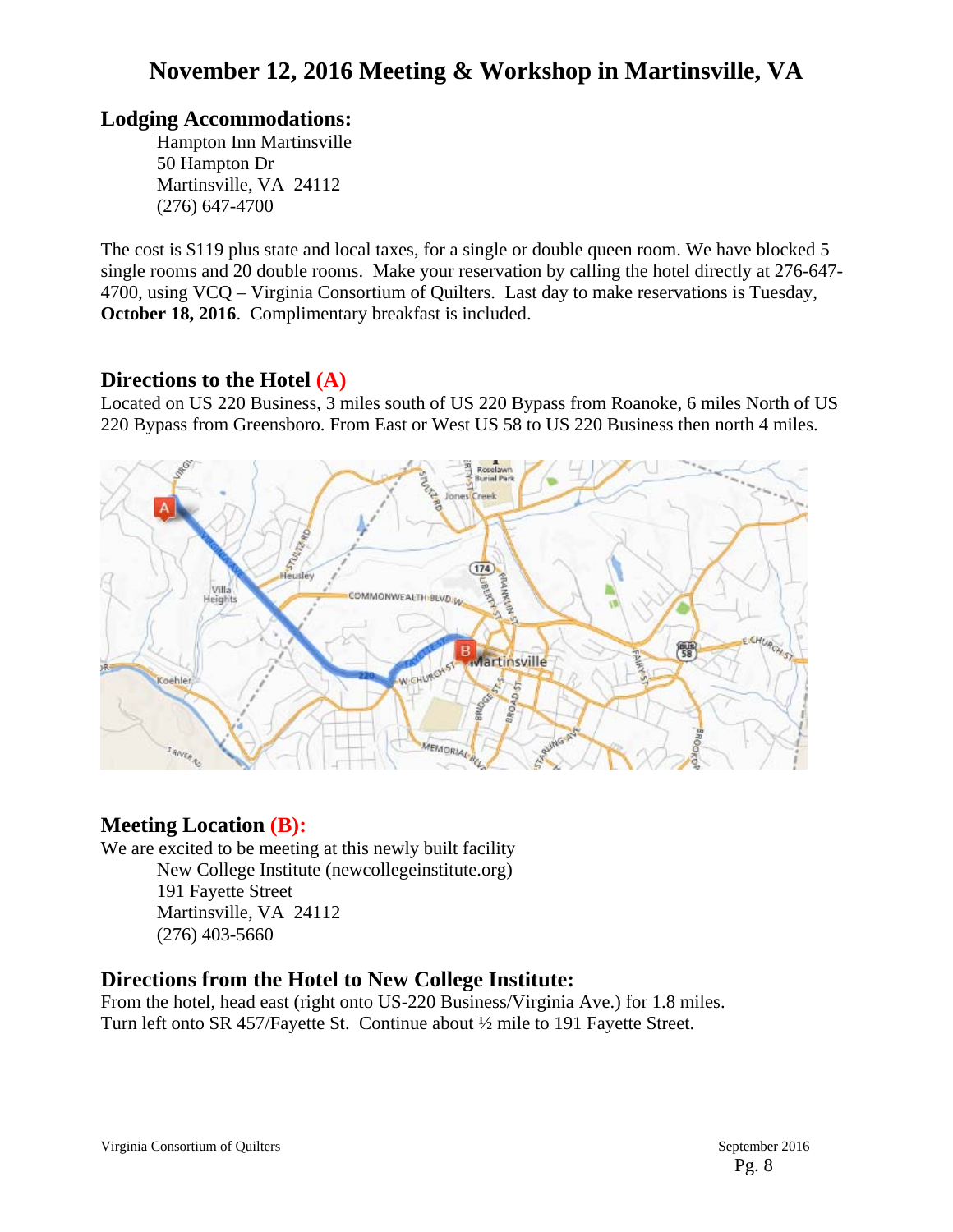# November 12, 2016 Meeting & Workshop in Martinsville, VA

## Lodging Accommodations:

Hampton Inn Martinsville
50 Hampton Dr
Martinsville, VA 24112
(276) 647-4700

The cost is $119 plus state and local taxes, for a single or double queen room. We have blocked 5 single rooms and 20 double rooms. Make your reservation by calling the hotel directly at 276-647-4700, using VCQ – Virginia Consortium of Quilters. Last day to make reservations is Tuesday, **October 18, 2016**. Complimentary breakfast is included.

## Directions to the Hotel (A)

Located on US 220 Business, 3 miles south of US 220 Bypass from Roanoke, 6 miles North of US 220 Bypass from Greensboro. From East or West US 58 to US 220 Business then north 4 miles.

## Meeting Location (B):

We are excited to be meeting at this newly built facility

New College Institute (newcollegeinstitute.org)
191 Fayette Street
Martinsville, VA 24112
(276) 403-5660

## Directions from the Hotel to New College Institute:

From the hotel, head east (right onto US-220 Business/Virginia Ave.) for 1.8 miles. Turn left onto SR 457/Fayette St. Continue about ½ mile to 191 Fayette Street.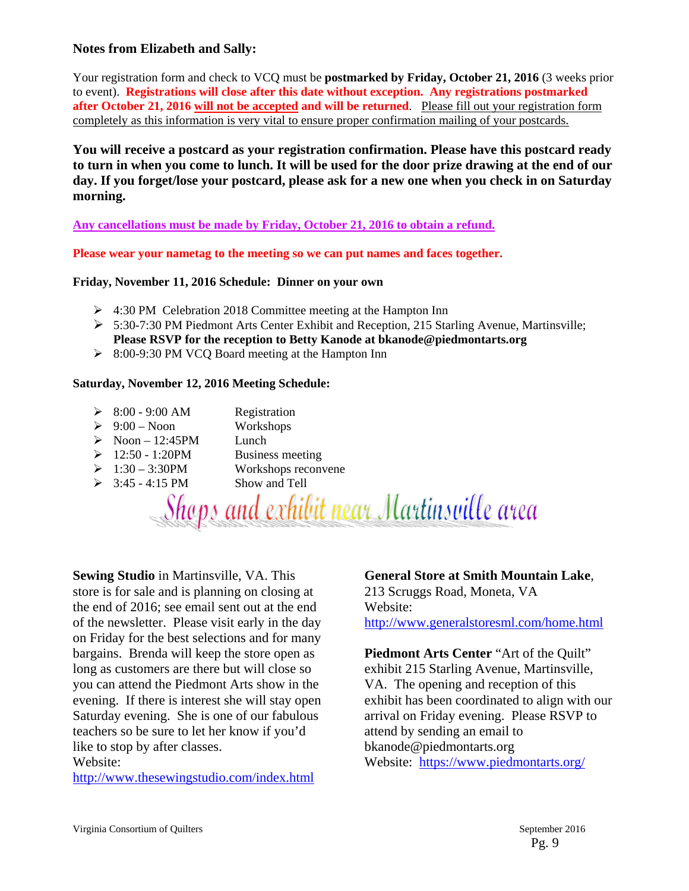### Notes from Elizabeth and Sally:

Your registration form and check to VCQ must be **postmarked by Friday, October 21, 2016** (3 weeks prior to event). **Registrations will close after this date without exception. Any registrations postmarked after October 21, 2016 will not be accepted and will be returned**. Please fill out your registration form completely as this information is very vital to ensure proper confirmation mailing of your postcards.

**You will receive a postcard as your registration confirmation. Please have this postcard ready to turn in when you come to lunch. It will be used for the door prize drawing at the end of our day. If you forget/lose your postcard, please ask for a new one when you check in on Saturday morning.**

**Any cancellations must be made by Friday, October 21, 2016 to obtain a refund.**

**Please wear your nametag to the meeting so we can put names and faces together.**

**Friday, November 11, 2016 Schedule: Dinner on your own**

- 4:30 PM Celebration 2018 Committee meeting at the Hampton Inn
- 5:30-7:30 PM Piedmont Arts Center Exhibit and Reception, 215 Starling Avenue, Martinsville; **Please RSVP for the reception to Betty Kanode at bkanode@piedmontarts.org**
- 8:00-9:30 PM VCQ Board meeting at the Hampton Inn

**Saturday, November 12, 2016 Meeting Schedule:**

- 8:00 - 9:00 AM — Registration
- 9:00 – Noon — Workshops
- Noon – 12:45PM — Lunch
- 12:50 - 1:20PM — Business meeting
- 1:30 – 3:30PM — Workshops reconvene
- 3:45 - 4:15 PM — Show and Tell

## Shops and exhibit near Martinsville area

**Sewing Studio** in Martinsville, VA. This store is for sale and is planning on closing at the end of 2016; see email sent out at the end of the newsletter. Please visit early in the day on Friday for the best selections and for many bargains. Brenda will keep the store open as long as customers are there but will close so you can attend the Piedmont Arts show in the evening. If there is interest she will stay open Saturday evening. She is one of our fabulous teachers so be sure to let her know if you'd like to stop by after classes.
Website:
http://www.thesewingstudio.com/index.html

**General Store at Smith Mountain Lake**, 213 Scruggs Road, Moneta, VA
Website:
http://www.generalstoresml.com/home.html

**Piedmont Arts Center** "Art of the Quilt" exhibit 215 Starling Avenue, Martinsville, VA. The opening and reception of this exhibit has been coordinated to align with our arrival on Friday evening. Please RSVP to attend by sending an email to bkanode@piedmontarts.org
Website: https://www.piedmontarts.org/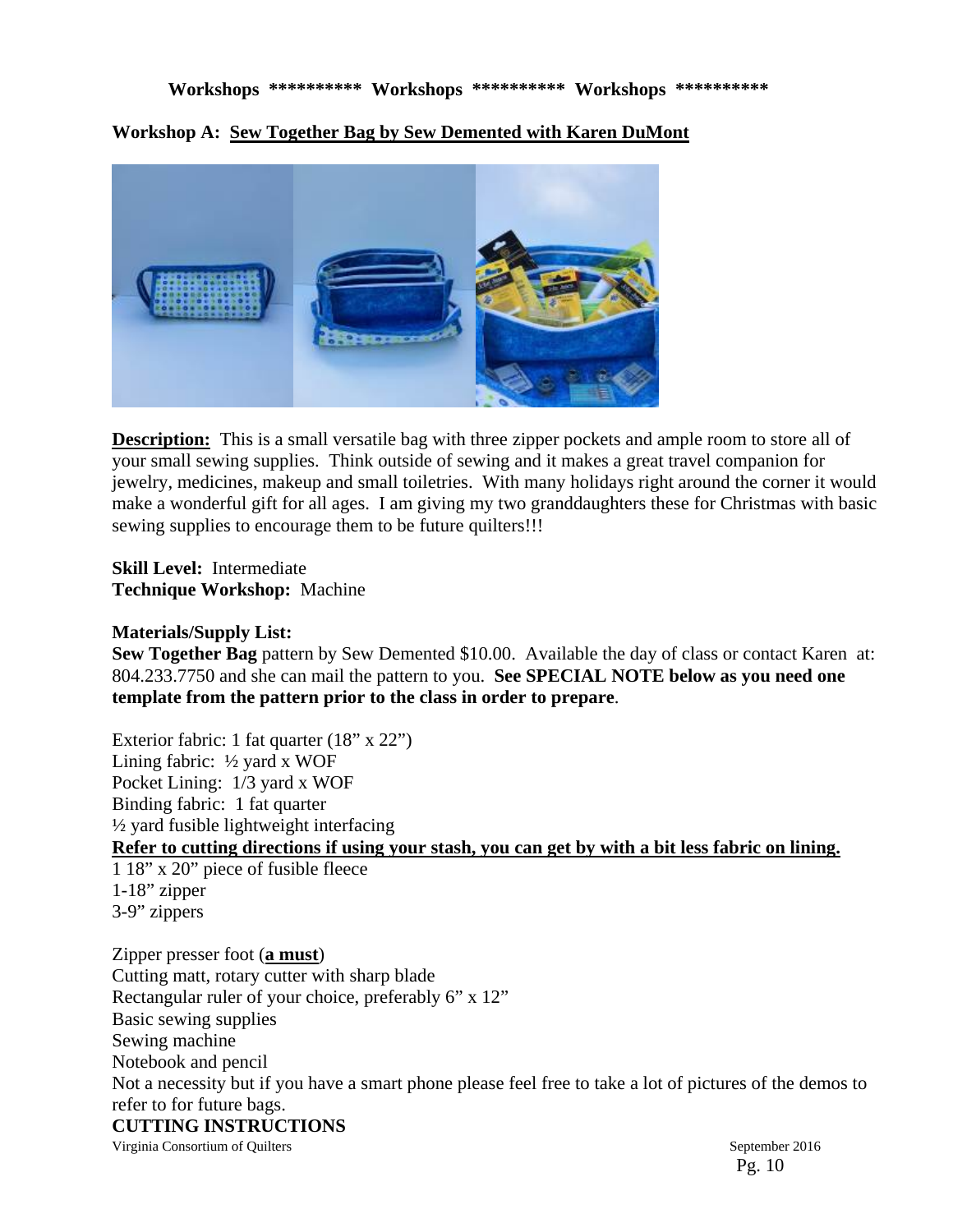**Workshops ********** Workshops ********** Workshops ************

## Workshop A: <u>Sew Together Bag by Sew Demented with Karen DuMont</u>

<u>**Description:**</u> This is a small versatile bag with three zipper pockets and ample room to store all of your small sewing supplies. Think outside of sewing and it makes a great travel companion for jewelry, medicines, makeup and small toiletries. With many holidays right around the corner it would make a wonderful gift for all ages. I am giving my two granddaughters these for Christmas with basic sewing supplies to encourage them to be future quilters!!!

**Skill Level:** Intermediate
**Technique Workshop:** Machine

**Materials/Supply List:**
**Sew Together Bag** pattern by Sew Demented $10.00. Available the day of class or contact Karen at: 804.233.7750 and she can mail the pattern to you. **See SPECIAL NOTE below as you need one template from the pattern prior to the class in order to prepare**.

Exterior fabric: 1 fat quarter (18" x 22")
Lining fabric: ½ yard x WOF
Pocket Lining: 1/3 yard x WOF
Binding fabric: 1 fat quarter
½ yard fusible lightweight interfacing
<u>**Refer to cutting directions if using your stash, you can get by with a bit less fabric on lining.**</u>
1 18" x 20" piece of fusible fleece
1-18" zipper
3-9" zippers

Zipper presser foot (<u>**a must**</u>)
Cutting matt, rotary cutter with sharp blade
Rectangular ruler of your choice, preferably 6" x 12"
Basic sewing supplies
Sewing machine
Notebook and pencil
Not a necessity but if you have a smart phone please feel free to take a lot of pictures of the demos to refer to for future bags.

**CUTTING INSTRUCTIONS**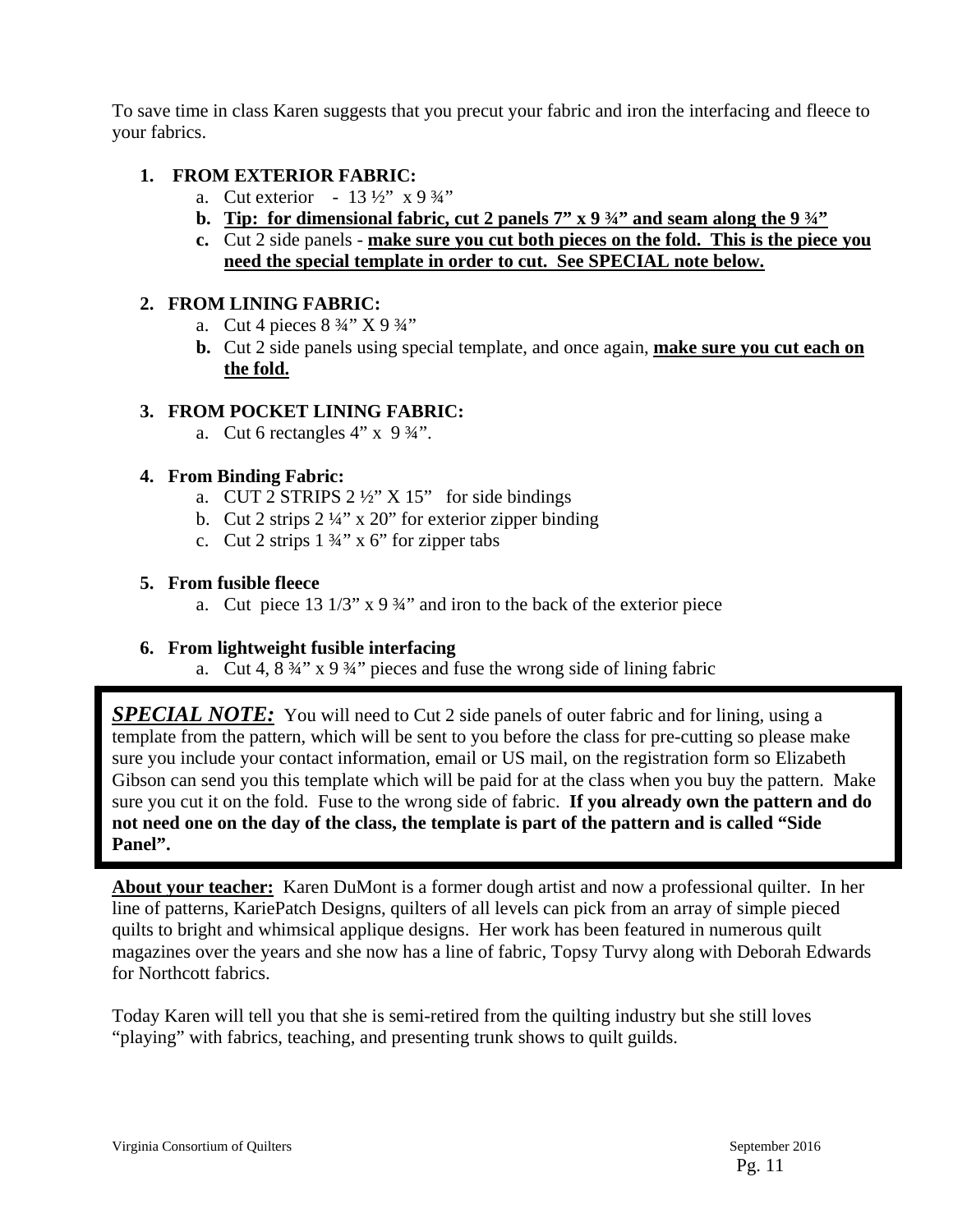To save time in class Karen suggests that you precut your fabric and iron the interfacing and fleece to your fabrics.

1. **FROM EXTERIOR FABRIC:**
    a. Cut exterior - 13 ½" x 9 ¾"
    b. **Tip: for dimensional fabric, cut 2 panels 7" x 9 ¾" and seam along the 9 ¾"**
    c. Cut 2 side panels - **make sure you cut both pieces on the fold. This is the piece you need the special template in order to cut. See SPECIAL note below.**

2. **FROM LINING FABRIC:**
    a. Cut 4 pieces 8 ¾" X 9 ¾"
    b. Cut 2 side panels using special template, and once again, **make sure you cut each on the fold.**

3. **FROM POCKET LINING FABRIC:**
    a. Cut 6 rectangles 4" x 9 ¾".

4. **From Binding Fabric:**
    a. CUT 2 STRIPS 2 ½" X 15" for side bindings
    b. Cut 2 strips 2 ¼" x 20" for exterior zipper binding
    c. Cut 2 strips 1 ¾" x 6" for zipper tabs

5. **From fusible fleece**
    a. Cut piece 13 1/3" x 9 ¾" and iron to the back of the exterior piece

6. **From lightweight fusible interfacing**
    a. Cut 4, 8 ¾" x 9 ¾" pieces and fuse the wrong side of lining fabric

***SPECIAL NOTE:*** You will need to Cut 2 side panels of outer fabric and for lining, using a template from the pattern, which will be sent to you before the class for pre-cutting so please make sure you include your contact information, email or US mail, on the registration form so Elizabeth Gibson can send you this template which will be paid for at the class when you buy the pattern. Make sure you cut it on the fold. Fuse to the wrong side of fabric. **If you already own the pattern and do not need one on the day of the class, the template is part of the pattern and is called "Side Panel".**

**About your teacher:** Karen DuMont is a former dough artist and now a professional quilter. In her line of patterns, KariePatch Designs, quilters of all levels can pick from an array of simple pieced quilts to bright and whimsical applique designs. Her work has been featured in numerous quilt magazines over the years and she now has a line of fabric, Topsy Turvy along with Deborah Edwards for Northcott fabrics.

Today Karen will tell you that she is semi-retired from the quilting industry but she still loves "playing" with fabrics, teaching, and presenting trunk shows to quilt guilds.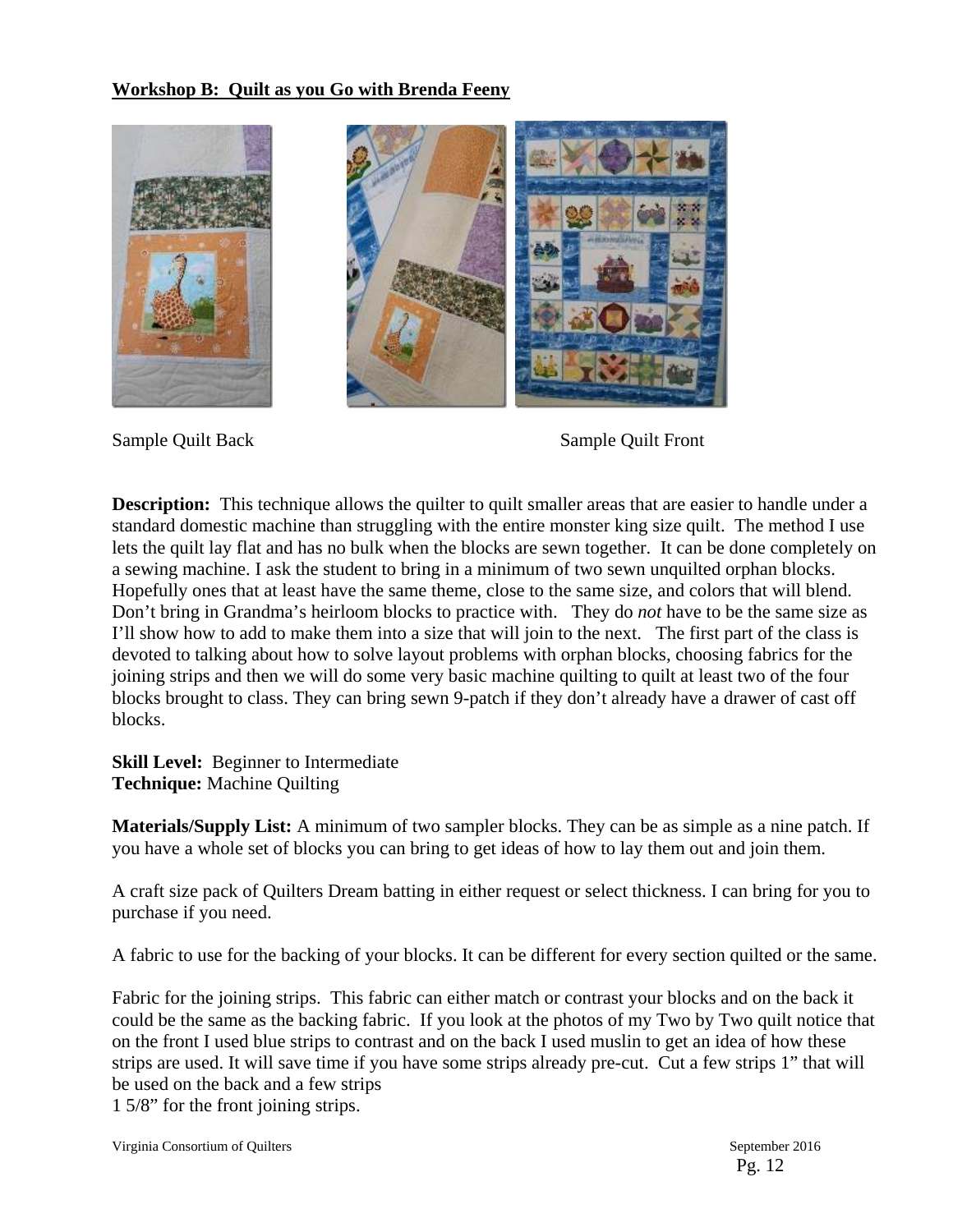**Workshop B: Quilt as you Go with Brenda Feeny**

Sample Quilt Back Sample Quilt Front

**Description:** This technique allows the quilter to quilt smaller areas that are easier to handle under a standard domestic machine than struggling with the entire monster king size quilt. The method I use lets the quilt lay flat and has no bulk when the blocks are sewn together. It can be done completely on a sewing machine. I ask the student to bring in a minimum of two sewn unquilted orphan blocks. Hopefully ones that at least have the same theme, close to the same size, and colors that will blend. Don't bring in Grandma's heirloom blocks to practice with. They do *not* have to be the same size as I'll show how to add to make them into a size that will join to the next. The first part of the class is devoted to talking about how to solve layout problems with orphan blocks, choosing fabrics for the joining strips and then we will do some very basic machine quilting to quilt at least two of the four blocks brought to class. They can bring sewn 9-patch if they don't already have a drawer of cast off blocks.

**Skill Level:** Beginner to Intermediate
**Technique:** Machine Quilting

**Materials/Supply List:** A minimum of two sampler blocks. They can be as simple as a nine patch. If you have a whole set of blocks you can bring to get ideas of how to lay them out and join them.

A craft size pack of Quilters Dream batting in either request or select thickness. I can bring for you to purchase if you need.

A fabric to use for the backing of your blocks. It can be different for every section quilted or the same.

Fabric for the joining strips. This fabric can either match or contrast your blocks and on the back it could be the same as the backing fabric. If you look at the photos of my Two by Two quilt notice that on the front I used blue strips to contrast and on the back I used muslin to get an idea of how these strips are used. It will save time if you have some strips already pre-cut. Cut a few strips 1" that will be used on the back and a few strips 1 5/8" for the front joining strips.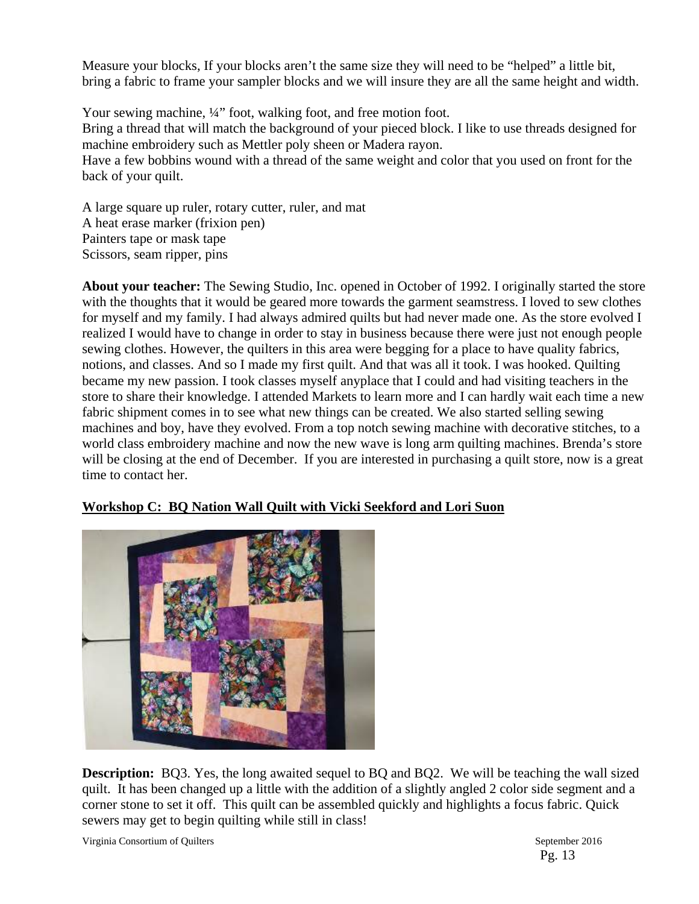Measure your blocks, If your blocks aren't the same size they will need to be "helped" a little bit, bring a fabric to frame your sampler blocks and we will insure they are all the same height and width.

Your sewing machine, ¼" foot, walking foot, and free motion foot.
Bring a thread that will match the background of your pieced block. I like to use threads designed for machine embroidery such as Mettler poly sheen or Madera rayon.
Have a few bobbins wound with a thread of the same weight and color that you used on front for the back of your quilt.

A large square up ruler, rotary cutter, ruler, and mat
A heat erase marker (frixion pen)
Painters tape or mask tape
Scissors, seam ripper, pins

**About your teacher:** The Sewing Studio, Inc. opened in October of 1992. I originally started the store with the thoughts that it would be geared more towards the garment seamstress. I loved to sew clothes for myself and my family. I had always admired quilts but had never made one. As the store evolved I realized I would have to change in order to stay in business because there were just not enough people sewing clothes. However, the quilters in this area were begging for a place to have quality fabrics, notions, and classes. And so I made my first quilt. And that was all it took. I was hooked. Quilting became my new passion. I took classes myself anyplace that I could and had visiting teachers in the store to share their knowledge. I attended Markets to learn more and I can hardly wait each time a new fabric shipment comes in to see what new things can be created. We also started selling sewing machines and boy, have they evolved. From a top notch sewing machine with decorative stitches, to a world class embroidery machine and now the new wave is long arm quilting machines. Brenda's store will be closing at the end of December. If you are interested in purchasing a quilt store, now is a great time to contact her.

## Workshop C: BQ Nation Wall Quilt with Vicki Seekford and Lori Suon

**Description:** BQ3. Yes, the long awaited sequel to BQ and BQ2. We will be teaching the wall sized quilt. It has been changed up a little with the addition of a slightly angled 2 color side segment and a corner stone to set it off. This quilt can be assembled quickly and highlights a focus fabric. Quick sewers may get to begin quilting while still in class!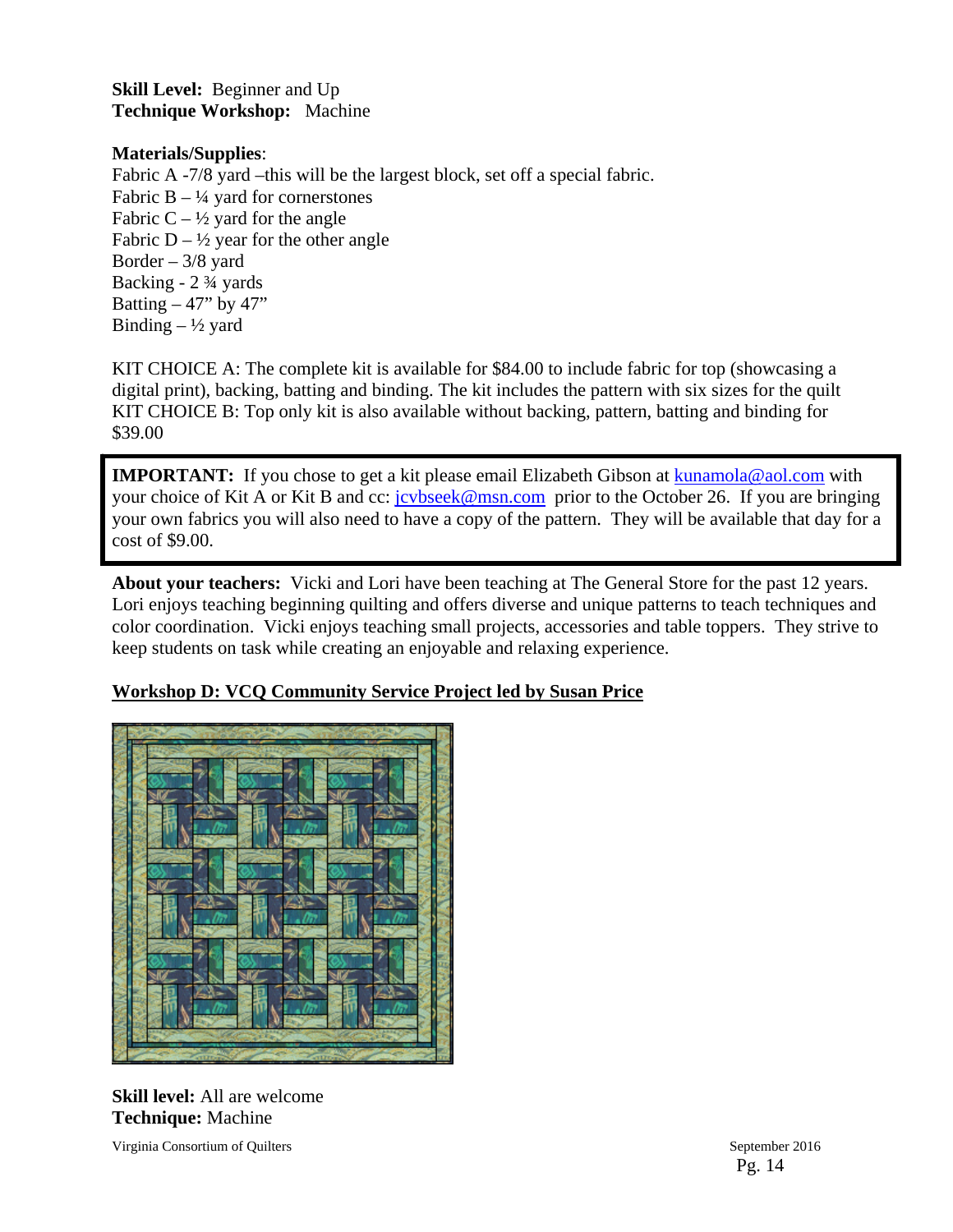**Skill Level:** Beginner and Up
**Technique Workshop:** Machine

**Materials/Supplies**:
Fabric A -7/8 yard –this will be the largest block, set off a special fabric.
Fabric B – ¼ yard for cornerstones
Fabric C – ½ yard for the angle
Fabric D – ½ year for the other angle
Border – 3/8 yard
Backing - 2 ¾ yards
Batting – 47" by 47"
Binding – ½ yard

KIT CHOICE A: The complete kit is available for $84.00 to include fabric for top (showcasing a digital print), backing, batting and binding. The kit includes the pattern with six sizes for the quilt
KIT CHOICE B: Top only kit is also available without backing, pattern, batting and binding for $39.00

**IMPORTANT:** If you chose to get a kit please email Elizabeth Gibson at kunamola@aol.com with your choice of Kit A or Kit B and cc: jcvbseek@msn.com prior to the October 26. If you are bringing your own fabrics you will also need to have a copy of the pattern. They will be available that day for a cost of $9.00.

**About your teachers:** Vicki and Lori have been teaching at The General Store for the past 12 years. Lori enjoys teaching beginning quilting and offers diverse and unique patterns to teach techniques and color coordination. Vicki enjoys teaching small projects, accessories and table toppers. They strive to keep students on task while creating an enjoyable and relaxing experience.

## Workshop D: VCQ Community Service Project led by Susan Price

**Skill level:** All are welcome
**Technique:** Machine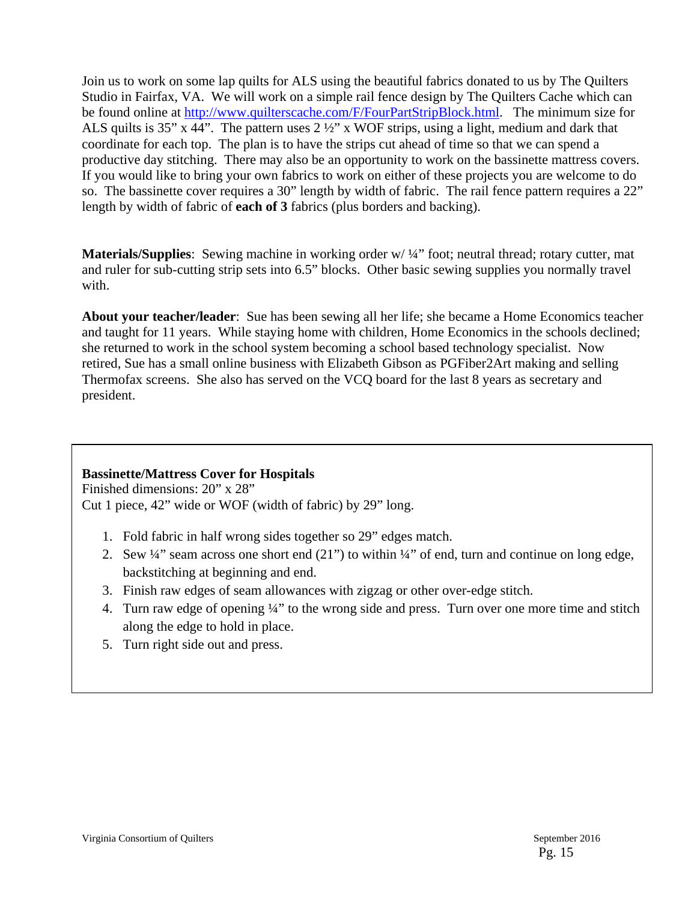Join us to work on some lap quilts for ALS using the beautiful fabrics donated to us by The Quilters Studio in Fairfax, VA. We will work on a simple rail fence design by The Quilters Cache which can be found online at [http://www.quilterscache.com/F/FourPartStripBlock.html](http://www.quilterscache.com/F/FourPartStripBlock.html). The minimum size for ALS quilts is 35" x 44". The pattern uses 2 ½" x WOF strips, using a light, medium and dark that coordinate for each top. The plan is to have the strips cut ahead of time so that we can spend a productive day stitching. There may also be an opportunity to work on the bassinette mattress covers. If you would like to bring your own fabrics to work on either of these projects you are welcome to do so. The bassinette cover requires a 30" length by width of fabric. The rail fence pattern requires a 22" length by width of fabric of **each of 3** fabrics (plus borders and backing).

**Materials/Supplies**: Sewing machine in working order w/ ¼" foot; neutral thread; rotary cutter, mat and ruler for sub-cutting strip sets into 6.5" blocks. Other basic sewing supplies you normally travel with.

**About your teacher/leader**: Sue has been sewing all her life; she became a Home Economics teacher and taught for 11 years. While staying home with children, Home Economics in the schools declined; she returned to work in the school system becoming a school based technology specialist. Now retired, Sue has a small online business with Elizabeth Gibson as PGFiber2Art making and selling Thermofax screens. She also has served on the VCQ board for the last 8 years as secretary and president.

**Bassinette/Mattress Cover for Hospitals**
Finished dimensions: 20" x 28"
Cut 1 piece, 42" wide or WOF (width of fabric) by 29" long.

1. Fold fabric in half wrong sides together so 29" edges match.
2. Sew ¼" seam across one short end (21") to within ¼" of end, turn and continue on long edge, backstitching at beginning and end.
3. Finish raw edges of seam allowances with zigzag or other over-edge stitch.
4. Turn raw edge of opening ¼" to the wrong side and press. Turn over one more time and stitch along the edge to hold in place.
5. Turn right side out and press.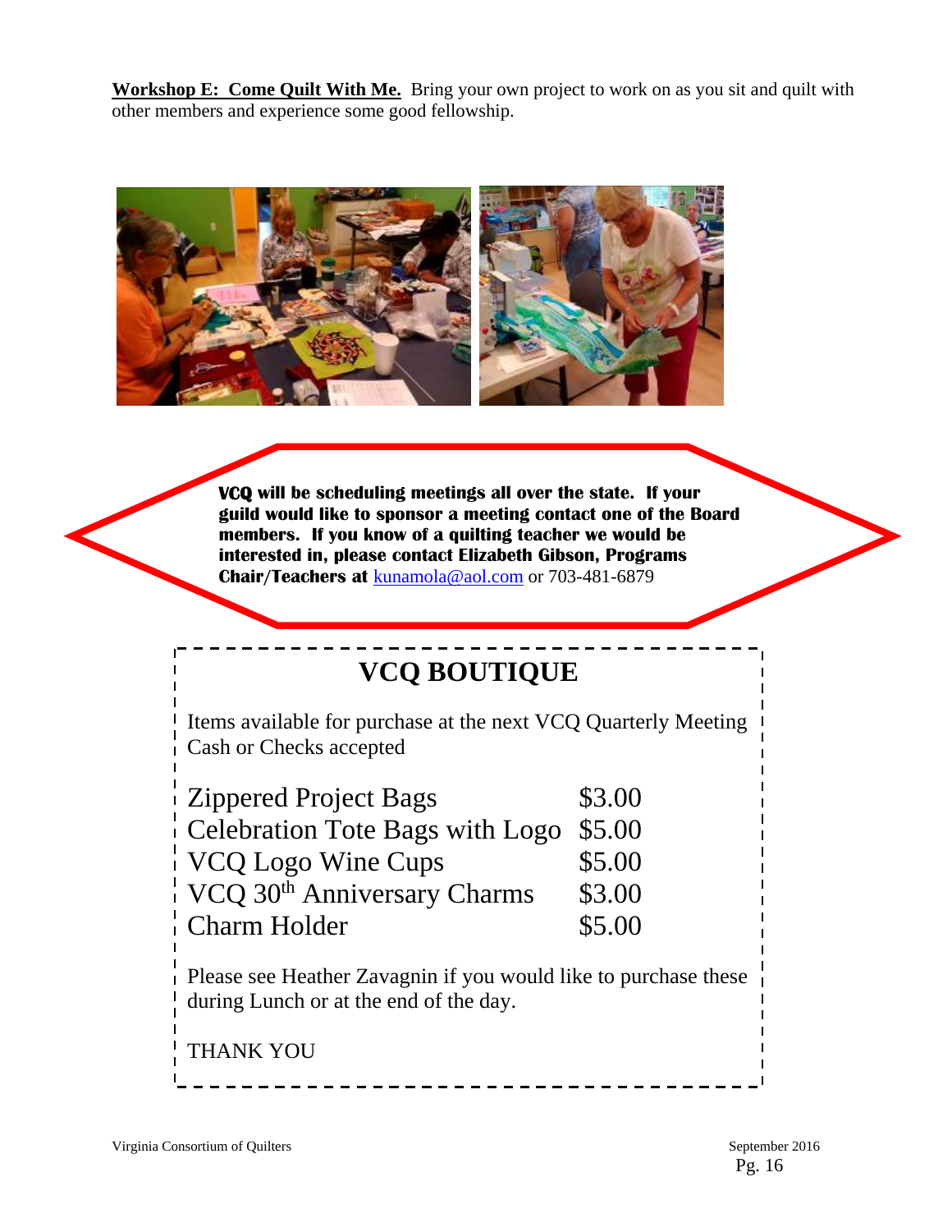**<u>Workshop E: Come Quilt With Me.</u>** Bring your own project to work on as you sit and quilt with other members and experience some good fellowship.

**VCQ will be scheduling meetings all over the state. If your guild would like to sponsor a meeting contact one of the Board members. If you know of a quilting teacher we would be interested in, please contact Elizabeth Gibson, Programs Chair/Teachers at** kunamola@aol.com or 703-481-6879

## VCQ BOUTIQUE

Items available for purchase at the next VCQ Quarterly Meeting
Cash or Checks accepted

| Item | Price |
| --- | --- |
| Zippered Project Bags | $3.00 |
| Celebration Tote Bags with Logo | $5.00 |
| VCQ Logo Wine Cups | $5.00 |
| VCQ 30th Anniversary Charms | $3.00 |
| Charm Holder | $5.00 |

Please see Heather Zavagnin if you would like to purchase these during Lunch or at the end of the day.

THANK YOU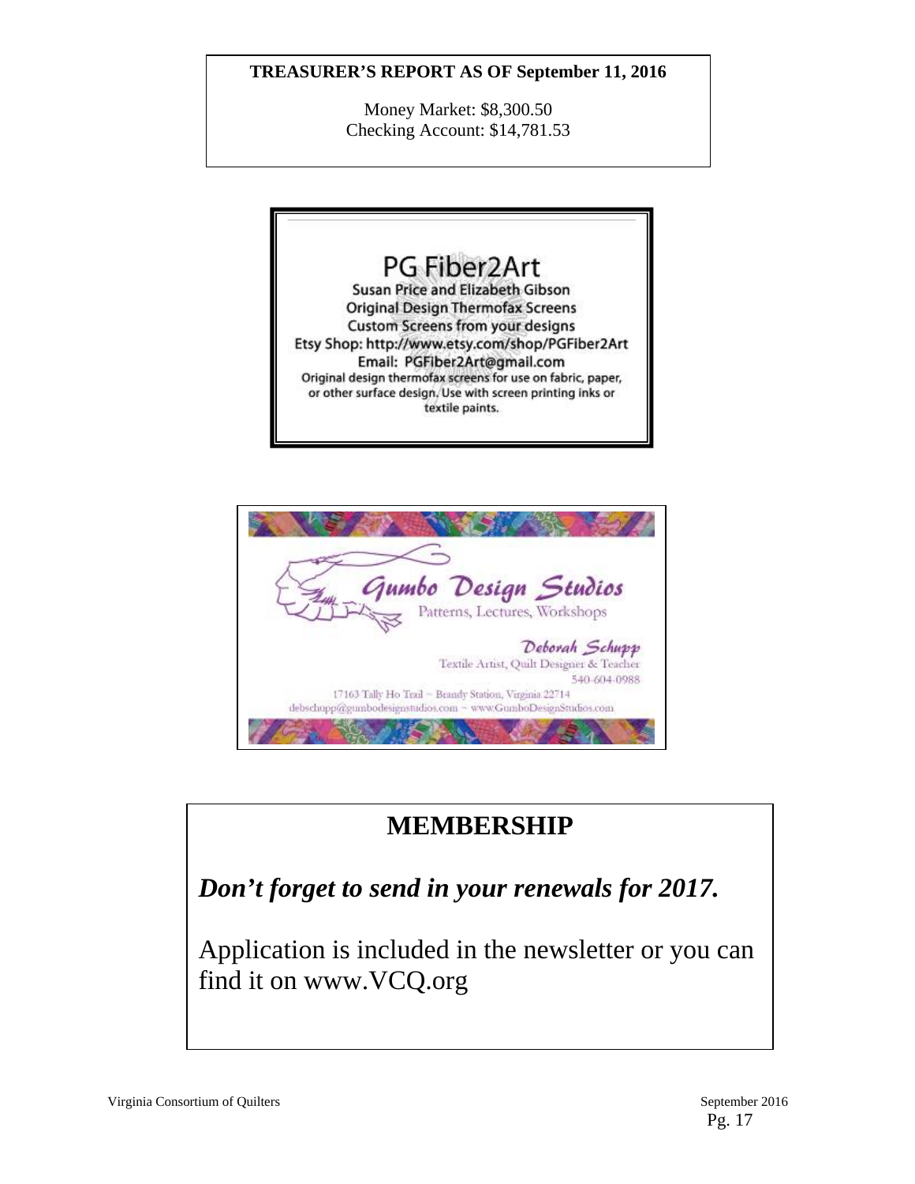**TREASURER'S REPORT AS OF September 11, 2016**

Money Market: $8,300.50
Checking Account: $14,781.53

PG Fiber2Art

Susan Price and Elizabeth Gibson
Original Design Thermofax Screens
Custom Screens from your designs
Etsy Shop: http://www.etsy.com/shop/PGFiber2Art
Email: PGFiber2Art@gmail.com
Original design thermofax screens for use on fabric, paper, or other surface design. Use with screen printing inks or textile paints.

Gumbo Design Studios

Patterns, Lectures, Workshops

Deborah Schupp
Textile Artist, Quilt Designer & Teacher
540-604-0988
17163 Tally Ho Trail ~ Brandy Station, Virginia 22714
debschupp@gumbodesignstudios.com ~ www.GumboDesignStudios.com

## MEMBERSHIP

***Don't forget to send in your renewals for 2017.***

Application is included in the newsletter or you can find it on www.VCQ.org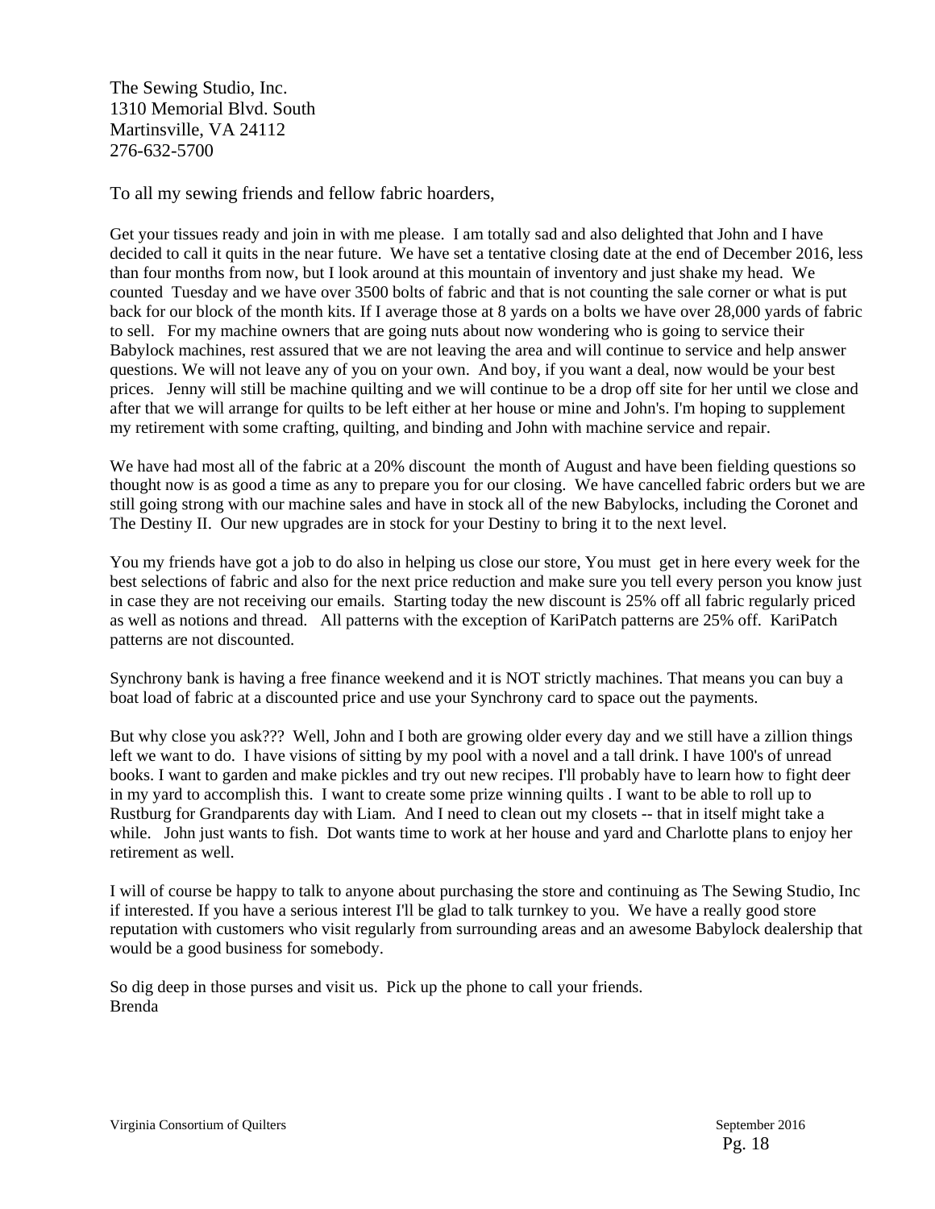The Sewing Studio, Inc.
1310 Memorial Blvd. South
Martinsville, VA 24112
276-632-5700

To all my sewing friends and fellow fabric hoarders,

Get your tissues ready and join in with me please. I am totally sad and also delighted that John and I have decided to call it quits in the near future. We have set a tentative closing date at the end of December 2016, less than four months from now, but I look around at this mountain of inventory and just shake my head. We counted Tuesday and we have over 3500 bolts of fabric and that is not counting the sale corner or what is put back for our block of the month kits. If I average those at 8 yards on a bolts we have over 28,000 yards of fabric to sell. For my machine owners that are going nuts about now wondering who is going to service their Babylock machines, rest assured that we are not leaving the area and will continue to service and help answer questions. We will not leave any of you on your own. And boy, if you want a deal, now would be your best prices. Jenny will still be machine quilting and we will continue to be a drop off site for her until we close and after that we will arrange for quilts to be left either at her house or mine and John's. I'm hoping to supplement my retirement with some crafting, quilting, and binding and John with machine service and repair.

We have had most all of the fabric at a 20% discount the month of August and have been fielding questions so thought now is as good a time as any to prepare you for our closing. We have cancelled fabric orders but we are still going strong with our machine sales and have in stock all of the new Babylocks, including the Coronet and The Destiny II. Our new upgrades are in stock for your Destiny to bring it to the next level.

You my friends have got a job to do also in helping us close our store, You must get in here every week for the best selections of fabric and also for the next price reduction and make sure you tell every person you know just in case they are not receiving our emails. Starting today the new discount is 25% off all fabric regularly priced as well as notions and thread. All patterns with the exception of KariPatch patterns are 25% off. KariPatch patterns are not discounted.

Synchrony bank is having a free finance weekend and it is NOT strictly machines. That means you can buy a boat load of fabric at a discounted price and use your Synchrony card to space out the payments.

But why close you ask??? Well, John and I both are growing older every day and we still have a zillion things left we want to do. I have visions of sitting by my pool with a novel and a tall drink. I have 100's of unread books. I want to garden and make pickles and try out new recipes. I'll probably have to learn how to fight deer in my yard to accomplish this. I want to create some prize winning quilts . I want to be able to roll up to Rustburg for Grandparents day with Liam. And I need to clean out my closets -- that in itself might take a while. John just wants to fish. Dot wants time to work at her house and yard and Charlotte plans to enjoy her retirement as well.

I will of course be happy to talk to anyone about purchasing the store and continuing as The Sewing Studio, Inc if interested. If you have a serious interest I'll be glad to talk turnkey to you. We have a really good store reputation with customers who visit regularly from surrounding areas and an awesome Babylock dealership that would be a good business for somebody.

So dig deep in those purses and visit us. Pick up the phone to call your friends.
Brenda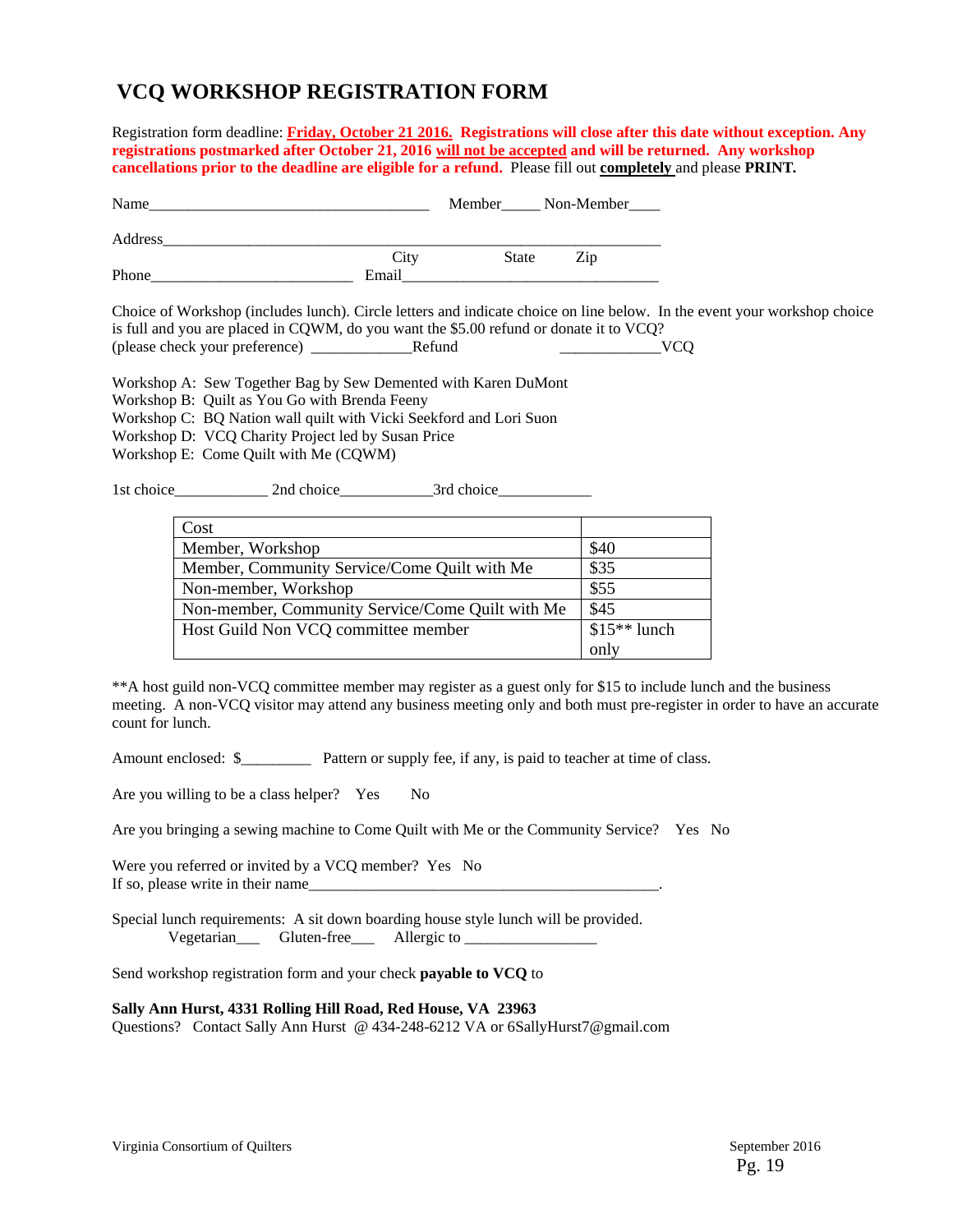# VCQ WORKSHOP REGISTRATION FORM

Registration form deadline: **Friday, October 21 2016. Registrations will close after this date without exception. Any registrations postmarked after October 21, 2016 will not be accepted and will be returned. Any workshop cancellations prior to the deadline are eligible for a refund.** Please fill out **completely** and please **PRINT.**

Name_____________________________________ Member_____ Non-Member____

Address_________________________________________________________________

City State Zip

Phone__________________________ Email__________________________________

Choice of Workshop (includes lunch). Circle letters and indicate choice on line below. In the event your workshop choice is full and you are placed in CQWM, do you want the $5.00 refund or donate it to VCQ? (please check your preference) _____________Refund _____________VCQ

Workshop A: Sew Together Bag by Sew Demented with Karen DuMont
Workshop B: Quilt as You Go with Brenda Feeny
Workshop C: BQ Nation wall quilt with Vicki Seekford and Lori Suon
Workshop D: VCQ Charity Project led by Susan Price
Workshop E: Come Quilt with Me (CQWM)

1st choice____________ 2nd choice____________3rd choice____________

| Cost | |
|---|---|
| Member, Workshop | $40 |
| Member, Community Service/Come Quilt with Me | $35 |
| Non-member, Workshop | $55 |
| Non-member, Community Service/Come Quilt with Me | $45 |
| Host Guild Non VCQ committee member | $15** lunch only |

**A host guild non-VCQ committee member may register as a guest only for $15 to include lunch and the business meeting. A non-VCQ visitor may attend any business meeting only and both must pre-register in order to have an accurate count for lunch.

Amount enclosed: $_________ Pattern or supply fee, if any, is paid to teacher at time of class.

Are you willing to be a class helper? Yes No

Are you bringing a sewing machine to Come Quilt with Me or the Community Service? Yes No

Were you referred or invited by a VCQ member? Yes No
If so, please write in their name_______________________________________________.

Special lunch requirements: A sit down boarding house style lunch will be provided.
Vegetarian___ Gluten-free___ Allergic to _________________

Send workshop registration form and your check **payable to VCQ** to

**Sally Ann Hurst, 4331 Rolling Hill Road, Red House, VA 23963**
Questions? Contact Sally Ann Hurst @ 434-248-6212 VA or 6SallyHurst7@gmail.com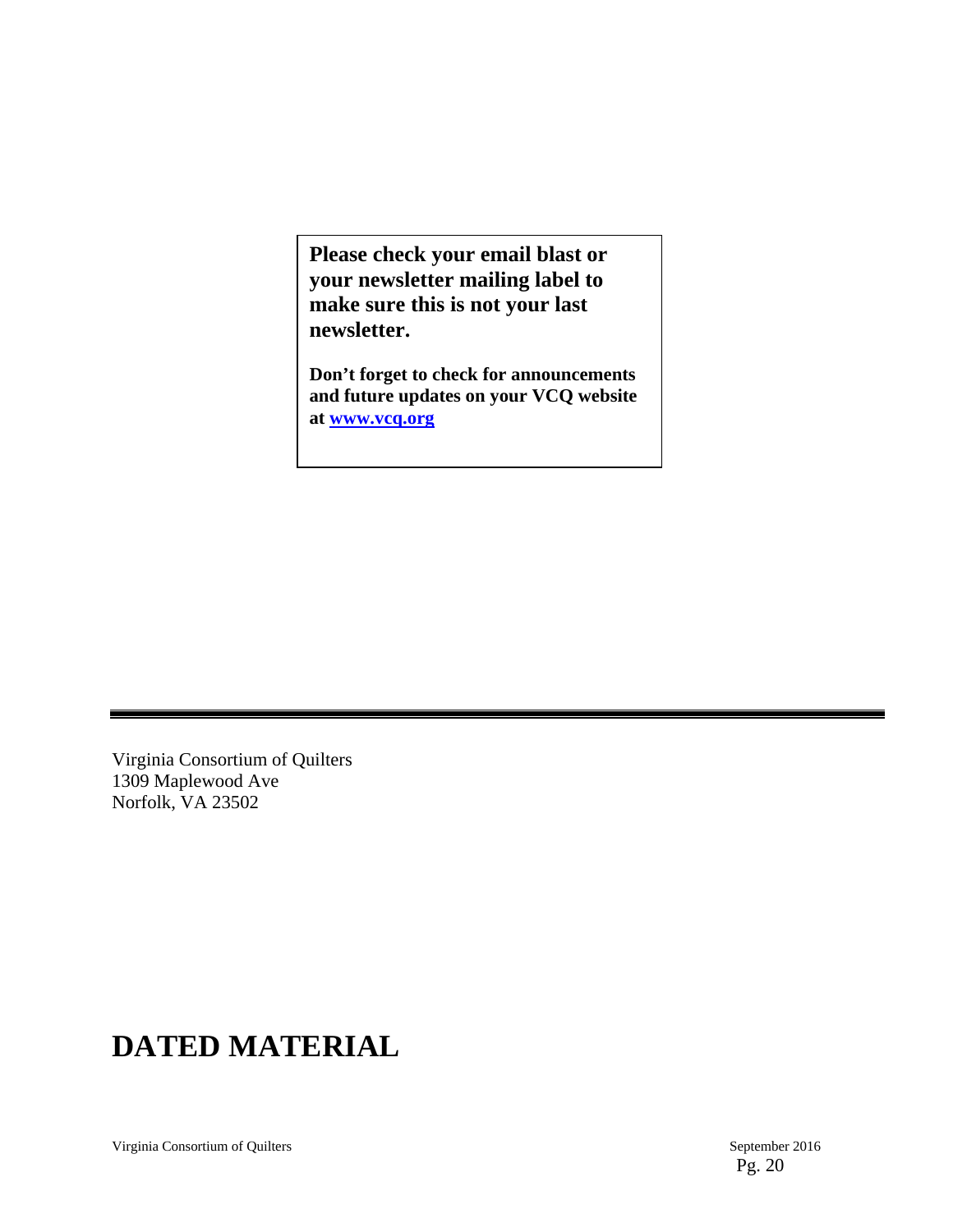**Please check your email blast or your newsletter mailing label to make sure this is not your last newsletter.**

**Don't forget to check for announcements and future updates on your VCQ website at [www.vcq.org](http://www.vcq.org)**

---

Virginia Consortium of Quilters
1309 Maplewood Ave
Norfolk, VA 23502

# DATED MATERIAL